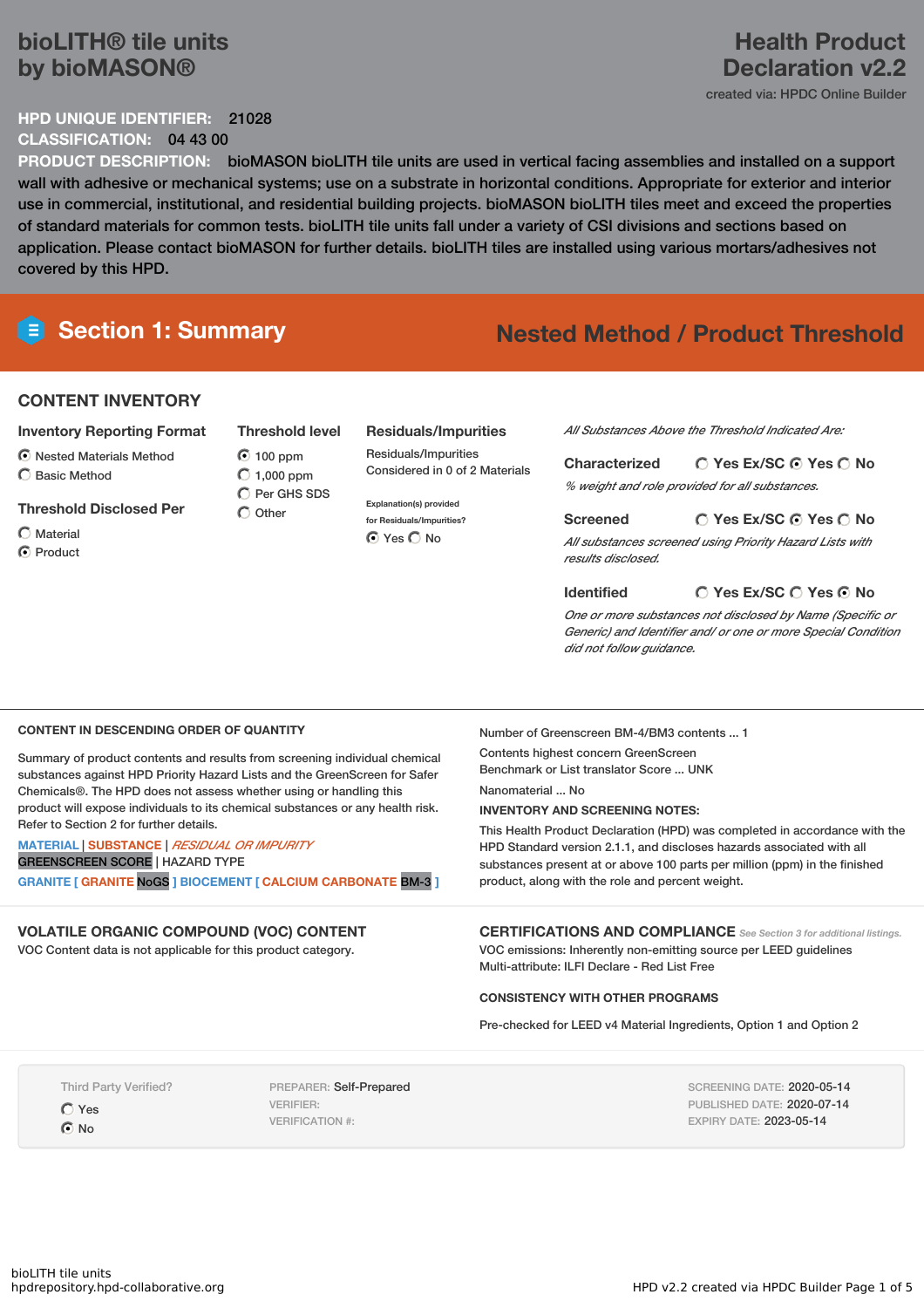# bioLITH® tile units by bioMASON®

## Health Product Declaration v2.2

created via: HPDC Online Builder

**HPD UNIQUE IDENTIFIER:** 21028

**CLASSIFICATION:** 04 43 00

**PRODUCT DESCRIPTION:** bioMASON bioLITH tile units are used in vertical facing assemblies and installed on a support wall with adhesive or mechanical systems; use on a substrate in horizontal conditions. Appropriate for exterior and interior use in commercial, institutional, and residential building projects. bioMASON bioLITH tiles meet and exceed the properties of standard materials for common tests. bioLITH tile units fall under a variety of CSI divisions and sections based on application. Please contact bioMASON for further details. bioLITH tiles are installed using various mortars/adhesives not covered by this HPD.

## Section 1: Summary

**Nested Method / Product Threshold**

### CONTENT INVENTORY

**Inventory Reporting Format**

- (●) Nested Materials Method
- ( ) Basic Method

**Threshold Disclosed Per**

- ( ) Material
- (●) Product

**Threshold level**

- (●) 100 ppm
- ( ) 1,000 ppm
- ( ) Per GHS SDS
- ( ) Other

**Residuals/Impurities**

Residuals/Impurities Considered in 0 of 2 Materials

Explanation(s) provided for Residuals/Impurities?

(●) Yes ( ) No

*All Substances Above the Threshold Indicated Are:*

**Characterized** ( ) Yes Ex/SC (●) Yes ( ) No

*% weight and role provided for all substances.*

**Screened** ( ) Yes Ex/SC (●) Yes ( ) No

*All substances screened using Priority Hazard Lists with results disclosed.*

**Identified** ( ) Yes Ex/SC ( ) Yes (●) No

*One or more substances not disclosed by Name (Specific or Generic) and Identifier and/ or one or more Special Condition did not follow guidance.*

### CONTENT IN DESCENDING ORDER OF QUANTITY

Summary of product contents and results from screening individual chemical substances against HPD Priority Hazard Lists and the GreenScreen for Safer Chemicals®. The HPD does not assess whether using or handling this product will expose individuals to its chemical substances or any health risk. Refer to Section 2 for further details.

MATERIAL | SUBSTANCE | *RESIDUAL OR IMPURITY*
GREENSCREEN SCORE | HAZARD TYPE

GRANITE [ GRANITE NoGS ] BIOCEMENT [ CALCIUM CARBONATE BM-3 ]

Number of Greenscreen BM-4/BM3 contents ... 1

Contents highest concern GreenScreen Benchmark or List translator Score ... UNK

Nanomaterial ... No

**INVENTORY AND SCREENING NOTES:**

This Health Product Declaration (HPD) was completed in accordance with the HPD Standard version 2.1.1, and discloses hazards associated with all substances present at or above 100 parts per million (ppm) in the finished product, along with the role and percent weight.

### VOLATILE ORGANIC COMPOUND (VOC) CONTENT

VOC Content data is not applicable for this product category.

### CERTIFICATIONS AND COMPLIANCE

*See Section 3 for additional listings.*

VOC emissions: Inherently non-emitting source per LEED guidelines

Multi-attribute: ILFI Declare - Red List Free

**CONSISTENCY WITH OTHER PROGRAMS**

Pre-checked for LEED v4 Material Ingredients, Option 1 and Option 2

Third Party Verified?

- ( ) Yes
- (●) No

PREPARER: Self-Prepared
VERIFIER:
VERIFICATION #:

SCREENING DATE: 2020-05-14
PUBLISHED DATE: 2020-07-14
EXPIRY DATE: 2023-05-14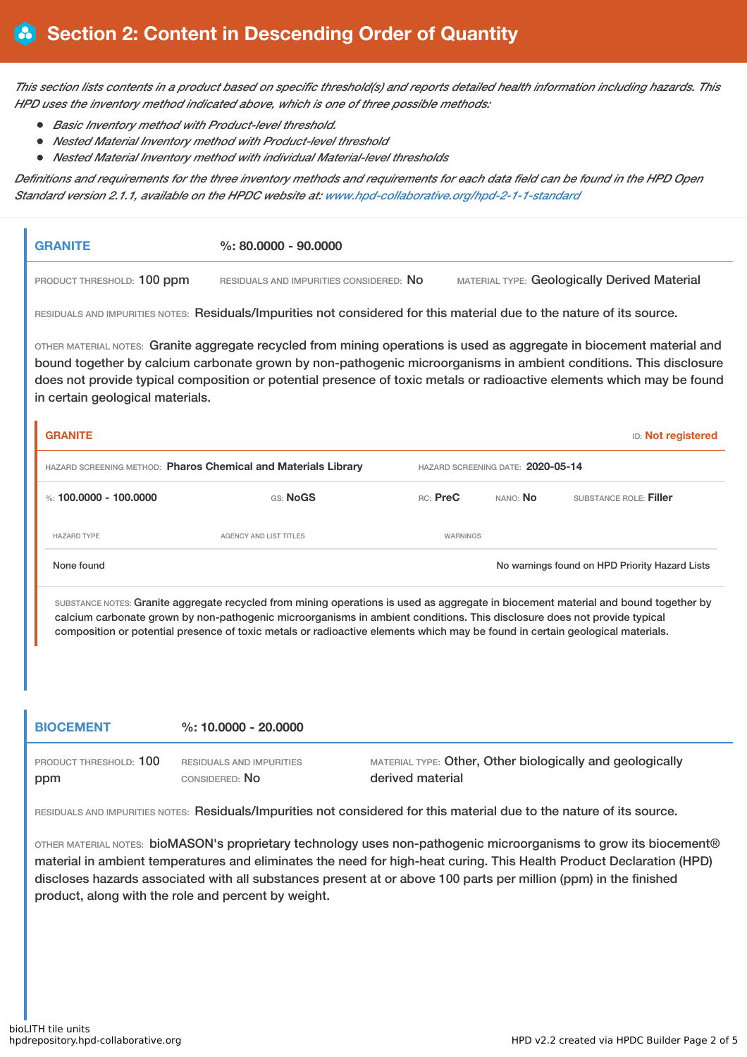# Section 2: Content in Descending Order of Quantity

*This section lists contents in a product based on specific threshold(s) and reports detailed health information including hazards. This HPD uses the inventory method indicated above, which is one of three possible methods:*

- *Basic Inventory method with Product-level threshold.*
- *Nested Material Inventory method with Product-level threshold*
- *Nested Material Inventory method with individual Material-level thresholds*

*Definitions and requirements for the three inventory methods and requirements for each data field can be found in the HPD Open Standard version 2.1.1, available on the HPDC website at: www.hpd-collaborative.org/hpd-2-1-1-standard*

## GRANITE

**%: 80.0000 - 90.0000**

PRODUCT THRESHOLD: 100 ppm

RESIDUALS AND IMPURITIES CONSIDERED: No

MATERIAL TYPE: Geologically Derived Material

RESIDUALS AND IMPURITIES NOTES: Residuals/Impurities not considered for this material due to the nature of its source.

OTHER MATERIAL NOTES: Granite aggregate recycled from mining operations is used as aggregate in biocement material and bound together by calcium carbonate grown by non-pathogenic microorganisms in ambient conditions. This disclosure does not provide typical composition or potential presence of toxic metals or radioactive elements which may be found in certain geological materials.

### GRANITE

ID: Not registered

HAZARD SCREENING METHOD: **Pharos Chemical and Materials Library**

HAZARD SCREENING DATE: **2020-05-14**

%: **100.0000 - 100.0000** | GS: **NoGS** | RC: **PreC** | NANO: **No** | SUBSTANCE ROLE: **Filler**

| HAZARD TYPE | AGENCY AND LIST TITLES | WARNINGS |
|---|---|---|
| None found | | No warnings found on HPD Priority Hazard Lists |

SUBSTANCE NOTES: Granite aggregate recycled from mining operations is used as aggregate in biocement material and bound together by calcium carbonate grown by non-pathogenic microorganisms in ambient conditions. This disclosure does not provide typical composition or potential presence of toxic metals or radioactive elements which may be found in certain geological materials.

## BIOCEMENT

**%: 10.0000 - 20.0000**

PRODUCT THRESHOLD: 100 ppm

RESIDUALS AND IMPURITIES CONSIDERED: No

MATERIAL TYPE: Other, Other biologically and geologically derived material

RESIDUALS AND IMPURITIES NOTES: Residuals/Impurities not considered for this material due to the nature of its source.

OTHER MATERIAL NOTES: bioMASON's proprietary technology uses non-pathogenic microorganisms to grow its biocement® material in ambient temperatures and eliminates the need for high-heat curing. This Health Product Declaration (HPD) discloses hazards associated with all substances present at or above 100 parts per million (ppm) in the finished product, along with the role and percent by weight.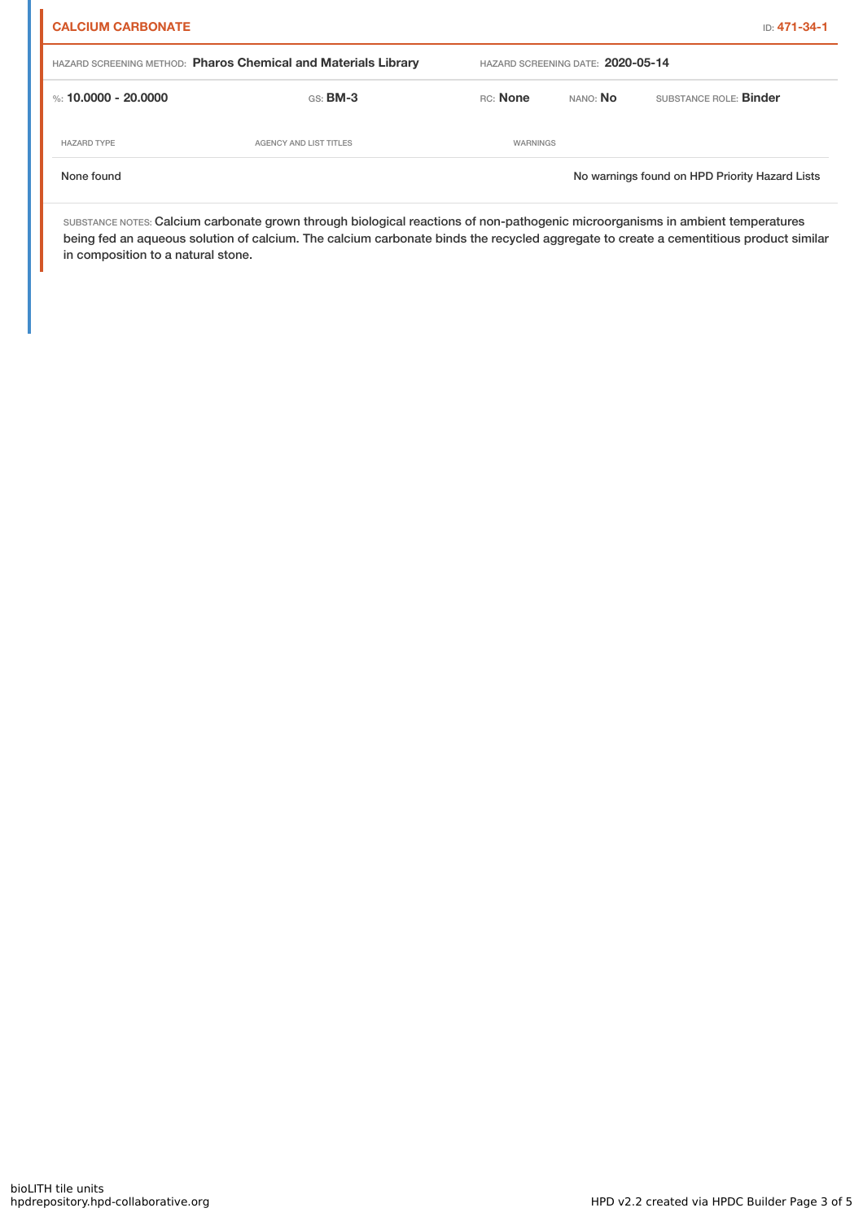**CALCIUM CARBONATE** ID: **471-34-1**

HAZARD SCREENING METHOD: **Pharos Chemical and Materials Library** HAZARD SCREENING DATE: **2020-05-14**

%: **10.0000 - 20.0000** GS: **BM-3** RC: **None** NANO: **No** SUBSTANCE ROLE: **Binder**

| HAZARD TYPE | AGENCY AND LIST TITLES | WARNINGS |
| --- | --- | --- |
| None found | | No warnings found on HPD Priority Hazard Lists |

SUBSTANCE NOTES: Calcium carbonate grown through biological reactions of non-pathogenic microorganisms in ambient temperatures being fed an aqueous solution of calcium. The calcium carbonate binds the recycled aggregate to create a cementitious product similar in composition to a natural stone.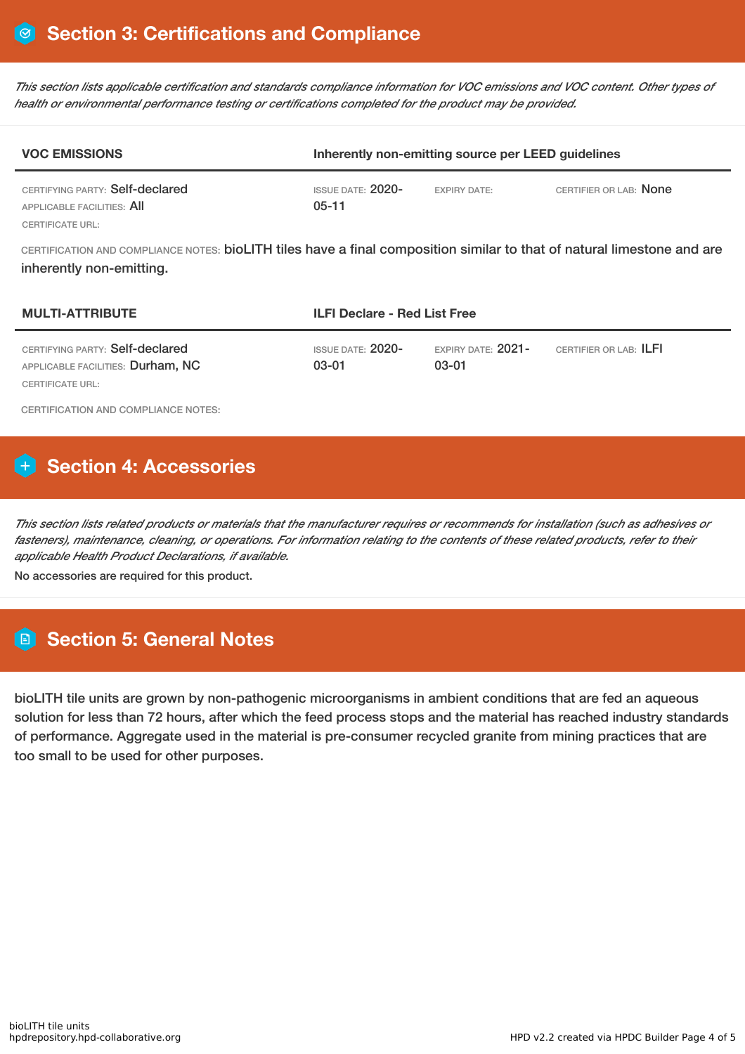## Section 3: Certifications and Compliance

*This section lists applicable certification and standards compliance information for VOC emissions and VOC content. Other types of health or environmental performance testing or certifications completed for the product may be provided.*

| VOC EMISSIONS | Inherently non-emitting source per LEED guidelines | | |
|---|---|---|---|
| CERTIFYING PARTY: Self-declared<br>APPLICABLE FACILITIES: All<br>CERTIFICATE URL: | ISSUE DATE: 2020-05-11 | EXPIRY DATE: | CERTIFIER OR LAB: None |

CERTIFICATION AND COMPLIANCE NOTES: bioLITH tiles have a final composition similar to that of natural limestone and are inherently non-emitting.

| MULTI-ATTRIBUTE | ILFI Declare - Red List Free | | |
|---|---|---|---|
| CERTIFYING PARTY: Self-declared<br>APPLICABLE FACILITIES: Durham, NC<br>CERTIFICATE URL: | ISSUE DATE: 2020-03-01 | EXPIRY DATE: 2021-03-01 | CERTIFIER OR LAB: ILFI |

CERTIFICATION AND COMPLIANCE NOTES:

## Section 4: Accessories

*This section lists related products or materials that the manufacturer requires or recommends for installation (such as adhesives or fasteners), maintenance, cleaning, or operations. For information relating to the contents of these related products, refer to their applicable Health Product Declarations, if available.*

No accessories are required for this product.

## Section 5: General Notes

bioLITH tile units are grown by non-pathogenic microorganisms in ambient conditions that are fed an aqueous solution for less than 72 hours, after which the feed process stops and the material has reached industry standards of performance. Aggregate used in the material is pre-consumer recycled granite from mining practices that are too small to be used for other purposes.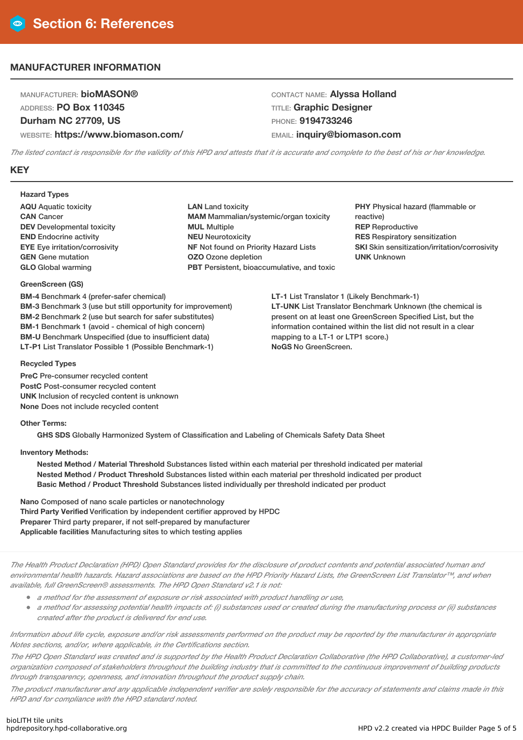# Section 6: References

## MANUFACTURER INFORMATION

MANUFACTURER: **bioMASON®**
ADDRESS: **PO Box 110345**
**Durham NC 27709, US**
WEBSITE: **https://www.biomason.com/**

CONTACT NAME: **Alyssa Holland**
TITLE: **Graphic Designer**
PHONE: **9194733246**
EMAIL: **inquiry@biomason.com**

*The listed contact is responsible for the validity of this HPD and attests that it is accurate and complete to the best of his or her knowledge.*

## KEY

**Hazard Types**

**AQU** Aquatic toxicity
**CAN** Cancer
**DEV** Developmental toxicity
**END** Endocrine activity
**EYE** Eye irritation/corrosivity
**GEN** Gene mutation
**GLO** Global warming
**LAN** Land toxicity
**MAM** Mammalian/systemic/organ toxicity
**MUL** Multiple
**NEU** Neurotoxicity
**NF** Not found on Priority Hazard Lists
**OZO** Ozone depletion
**PBT** Persistent, bioaccumulative, and toxic
**PHY** Physical hazard (flammable or reactive)
**REP** Reproductive
**RES** Respiratory sensitization
**SKI** Skin sensitization/irritation/corrosivity
**UNK** Unknown

**GreenScreen (GS)**

**BM-4** Benchmark 4 (prefer-safer chemical)
**BM-3** Benchmark 3 (use but still opportunity for improvement)
**BM-2** Benchmark 2 (use but search for safer substitutes)
**BM-1** Benchmark 1 (avoid - chemical of high concern)
**BM-U** Benchmark Unspecified (due to insufficient data)
**LT-P1** List Translator Possible 1 (Possible Benchmark-1)
**LT-1** List Translator 1 (Likely Benchmark-1)
**LT-UNK** List Translator Benchmark Unknown (the chemical is present on at least one GreenScreen Specified List, but the information contained within the list did not result in a clear mapping to a LT-1 or LTP1 score.)
**NoGS** No GreenScreen.

**Recycled Types**

**PreC** Pre-consumer recycled content
**PostC** Post-consumer recycled content
**UNK** Inclusion of recycled content is unknown
**None** Does not include recycled content

**Other Terms:**

**GHS SDS** Globally Harmonized System of Classification and Labeling of Chemicals Safety Data Sheet

**Inventory Methods:**

**Nested Method / Material Threshold** Substances listed within each material per threshold indicated per material
**Nested Method / Product Threshold** Substances listed within each material per threshold indicated per product
**Basic Method / Product Threshold** Substances listed individually per threshold indicated per product

**Nano** Composed of nano scale particles or nanotechnology
**Third Party Verified** Verification by independent certifier approved by HPDC
**Preparer** Third party preparer, if not self-prepared by manufacturer
**Applicable facilities** Manufacturing sites to which testing applies

*The Health Product Declaration (HPD) Open Standard provides for the disclosure of product contents and potential associated human and environmental health hazards. Hazard associations are based on the HPD Priority Hazard Lists, the GreenScreen List Translator™, and when available, full GreenScreen® assessments. The HPD Open Standard v2.1 is not:*

- *a method for the assessment of exposure or risk associated with product handling or use,*
- *a method for assessing potential health impacts of: (i) substances used or created during the manufacturing process or (ii) substances created after the product is delivered for end use.*

*Information about life cycle, exposure and/or risk assessments performed on the product may be reported by the manufacturer in appropriate Notes sections, and/or, where applicable, in the Certifications section.*

*The HPD Open Standard was created and is supported by the Health Product Declaration Collaborative (the HPD Collaborative), a customer-led organization composed of stakeholders throughout the building industry that is committed to the continuous improvement of building products through transparency, openness, and innovation throughout the product supply chain.*

*The product manufacturer and any applicable independent verifier are solely responsible for the accuracy of statements and claims made in this HPD and for compliance with the HPD standard noted.*